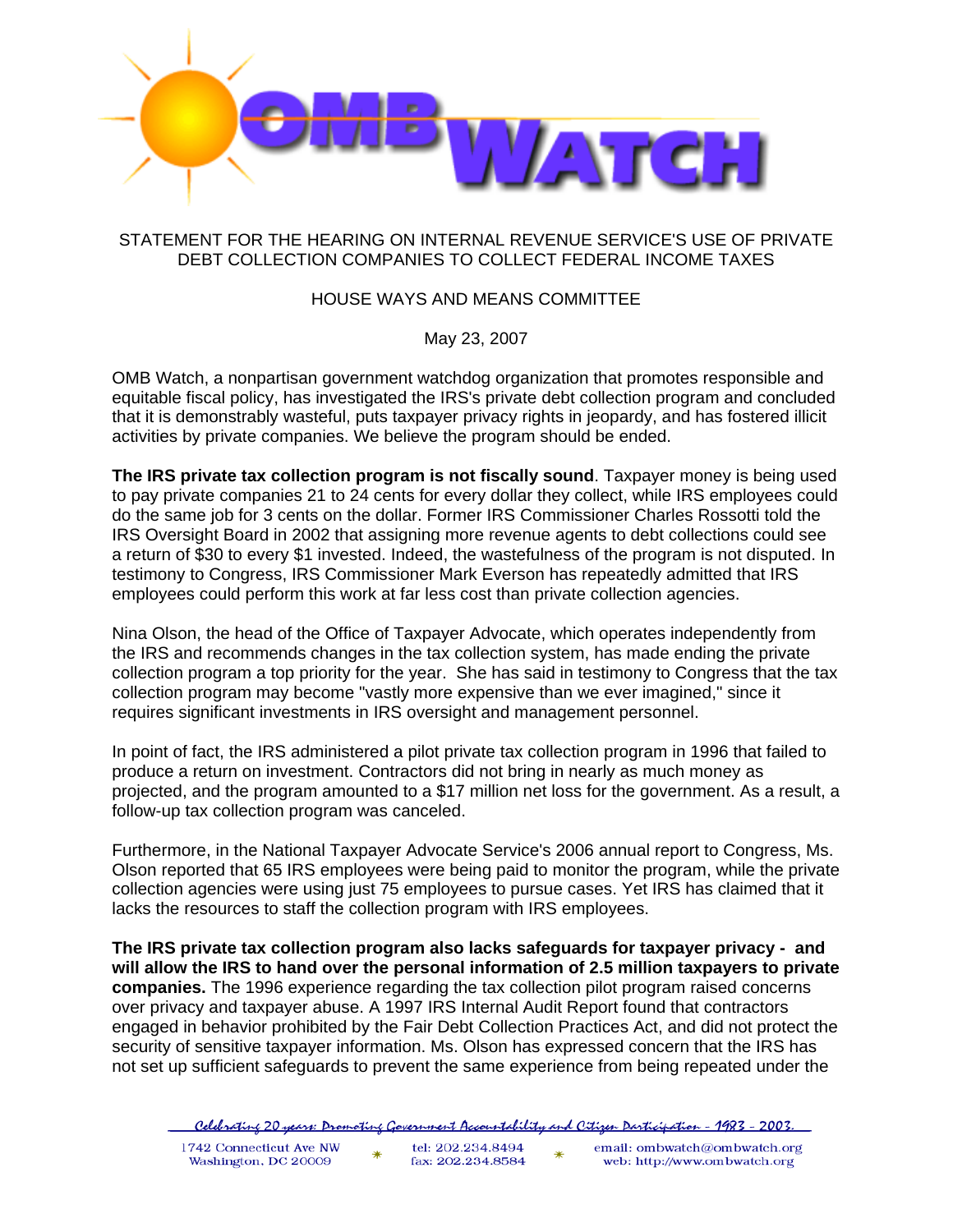STATEMENT FOR THE HEARING ON INTERNAL REVENUE SERVICE'S USE OF PRIVATE DEBT COLLECTION COMPANIES TO COLLECT FEDERAL INCOME TAXES

HOUSE WAYS AND MEANS COMMITTEE

May 23, 2007

OMB Watch, a nonpartisan government watchdog organization that promotes responsible and equitable fiscal policy, has investigated the IRS's private debt collection program and concluded that it is demonstrably wasteful, puts taxpayer privacy rights in jeopardy, and has fostered illicit activities by private companies. We believe the program should be ended.

**The IRS private tax collection program is not fiscally sound**. Taxpayer money is being used to pay private companies 21 to 24 cents for every dollar they collect, while IRS employees could do the same job for 3 cents on the dollar. Former IRS Commissioner Charles Rossotti told the IRS Oversight Board in 2002 that assigning more revenue agents to debt collections could see a return of $30 to every $1 invested. Indeed, the wastefulness of the program is not disputed. In testimony to Congress, IRS Commissioner Mark Everson has repeatedly admitted that IRS employees could perform this work at far less cost than private collection agencies.

Nina Olson, the head of the Office of Taxpayer Advocate, which operates independently from the IRS and recommends changes in the tax collection system, has made ending the private collection program a top priority for the year. She has said in testimony to Congress that the tax collection program may become "vastly more expensive than we ever imagined," since it requires significant investments in IRS oversight and management personnel.

In point of fact, the IRS administered a pilot private tax collection program in 1996 that failed to produce a return on investment. Contractors did not bring in nearly as much money as projected, and the program amounted to a $17 million net loss for the government. As a result, a follow-up tax collection program was canceled.

Furthermore, in the National Taxpayer Advocate Service's 2006 annual report to Congress, Ms. Olson reported that 65 IRS employees were being paid to monitor the program, while the private collection agencies were using just 75 employees to pursue cases. Yet IRS has claimed that it lacks the resources to staff the collection program with IRS employees.

**The IRS private tax collection program also lacks safeguards for taxpayer privacy - and will allow the IRS to hand over the personal information of 2.5 million taxpayers to private companies.** The 1996 experience regarding the tax collection pilot program raised concerns over privacy and taxpayer abuse. A 1997 IRS Internal Audit Report found that contractors engaged in behavior prohibited by the Fair Debt Collection Practices Act, and did not protect the security of sensitive taxpayer information. Ms. Olson has expressed concern that the IRS has not set up sufficient safeguards to prevent the same experience from being repeated under the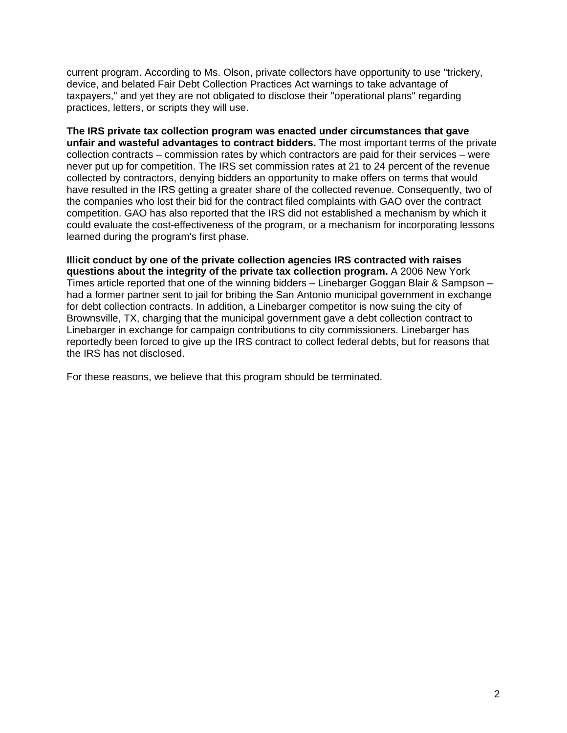current program. According to Ms. Olson, private collectors have opportunity to use "trickery, device, and belated Fair Debt Collection Practices Act warnings to take advantage of taxpayers," and yet they are not obligated to disclose their "operational plans" regarding practices, letters, or scripts they will use.

**The IRS private tax collection program was enacted under circumstances that gave unfair and wasteful advantages to contract bidders.** The most important terms of the private collection contracts – commission rates by which contractors are paid for their services – were never put up for competition. The IRS set commission rates at 21 to 24 percent of the revenue collected by contractors, denying bidders an opportunity to make offers on terms that would have resulted in the IRS getting a greater share of the collected revenue. Consequently, two of the companies who lost their bid for the contract filed complaints with GAO over the contract competition. GAO has also reported that the IRS did not established a mechanism by which it could evaluate the cost-effectiveness of the program, or a mechanism for incorporating lessons learned during the program's first phase.

**Illicit conduct by one of the private collection agencies IRS contracted with raises questions about the integrity of the private tax collection program.** A 2006 New York Times article reported that one of the winning bidders – Linebarger Goggan Blair & Sampson – had a former partner sent to jail for bribing the San Antonio municipal government in exchange for debt collection contracts. In addition, a Linebarger competitor is now suing the city of Brownsville, TX, charging that the municipal government gave a debt collection contract to Linebarger in exchange for campaign contributions to city commissioners. Linebarger has reportedly been forced to give up the IRS contract to collect federal debts, but for reasons that the IRS has not disclosed.

For these reasons, we believe that this program should be terminated.